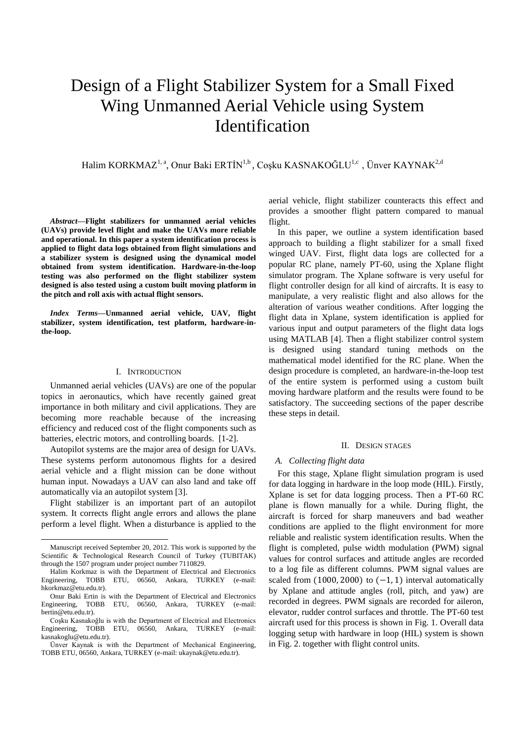# Design of a Flight Stabilizer System for a Small Fixed Wing Unmanned Aerial Vehicle using System Identification

Halim KORKMAZ[1, a], Onur Baki ERTİN[1,b], Coşku KASNAKOĞLU[1,c], Ünver KAYNAK[2,d]

***Abstract*—Flight stabilizers for unmanned aerial vehicles (UAVs) provide level flight and make the UAVs more reliable and operational. In this paper a system identification process is applied to flight data logs obtained from flight simulations and a stabilizer system is designed using the dynamical model obtained from system identification. Hardware-in-the-loop testing was also performed on the flight stabilizer system designed is also tested using a custom built moving platform in the pitch and roll axis with actual flight sensors.**

***Index Terms*—Unmanned aerial vehicle, UAV, flight stabilizer, system identification, test platform, hardware-in-the-loop.**

## I. Introduction

Unmanned aerial vehicles (UAVs) are one of the popular topics in aeronautics, which have recently gained great importance in both military and civil applications. They are becoming more reachable because of the increasing efficiency and reduced cost of the flight components such as batteries, electric motors, and controlling boards. [1-2].

Autopilot systems are the major area of design for UAVs. These systems perform autonomous flights for a desired aerial vehicle and a flight mission can be done without human input. Nowadays a UAV can also land and take off automatically via an autopilot system [3].

Flight stabilizer is an important part of an autopilot system. It corrects flight angle errors and allows the plane perform a level flight. When a disturbance is applied to the aerial vehicle, flight stabilizer counteracts this effect and provides a smoother flight pattern compared to manual flight.

In this paper, we outline a system identification based approach to building a flight stabilizer for a small fixed winged UAV. First, flight data logs are collected for a popular RC plane, namely PT-60, using the Xplane flight simulator program. The Xplane software is very useful for flight controller design for all kind of aircrafts. It is easy to manipulate, a very realistic flight and also allows for the alteration of various weather conditions. After logging the flight data in Xplane, system identification is applied for various input and output parameters of the flight data logs using MATLAB [4]. Then a flight stabilizer control system is designed using standard tuning methods on the mathematical model identified for the RC plane. When the design procedure is completed, an hardware-in-the-loop test of the entire system is performed using a custom built moving hardware platform and the results were found to be satisfactory. The succeeding sections of the paper describe these steps in detail.

## II. Design Stages

### *A. Collecting flight data*

For this stage, Xplane flight simulation program is used for data logging in hardware in the loop mode (HIL). Firstly, Xplane is set for data logging process. Then a PT-60 RC plane is flown manually for a while. During flight, the aircraft is forced for sharp maneuvers and bad weather conditions are applied to the flight environment for more reliable and realistic system identification results. When the flight is completed, pulse width modulation (PWM) signal values for control surfaces and attitude angles are recorded to a log file as different columns. PWM signal values are scaled from $(1000, 2000)$ to $(-1, 1)$ interval automatically by Xplane and attitude angles (roll, pitch, and yaw) are recorded in degrees. PWM signals are recorded for aileron, elevator, rudder control surfaces and throttle. The PT-60 test aircraft used for this process is shown in Fig. 1. Overall data logging setup with hardware in loop (HIL) system is shown in Fig. 2. together with flight control units.

---

Manuscript received September 20, 2012. This work is supported by the Scientific & Technological Research Council of Turkey (TUBITAK) through the 1507 program under project number 7110829.

Halim Korkmaz is with the Department of Electrical and Electronics Engineering, TOBB ETU, 06560, Ankara, TURKEY (e-mail: hkorkmaz@etu.edu.tr).

Onur Baki Ertin is with the Department of Electrical and Electronics Engineering, TOBB ETU, 06560, Ankara, TURKEY (e-mail: bertin@etu.edu.tr).

Coşku Kasnakoğlu is with the Department of Electrical and Electronics Engineering, TOBB ETU, 06560, Ankara, TURKEY (e-mail: kasnakoglu@etu.edu.tr).

Ünver Kaynak is with the Department of Mechanical Engineering, TOBB ETU, 06560, Ankara, TURKEY (e-mail: ukaynak@etu.edu.tr).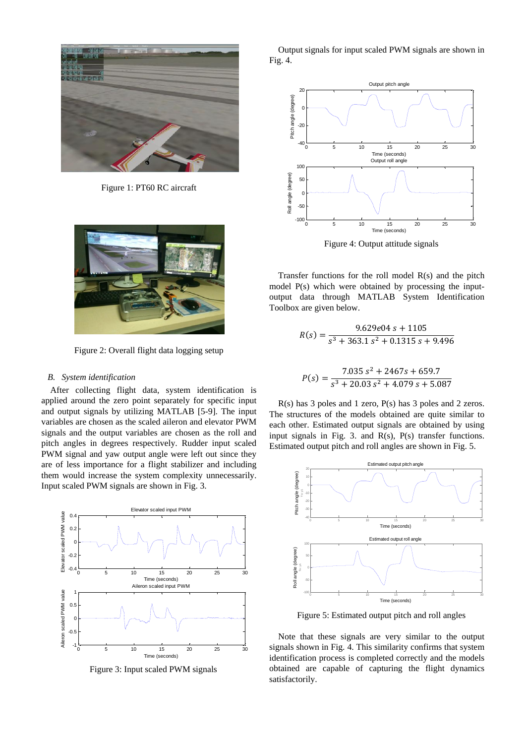Figure 1: PT60 RC aircraft

Figure 2: Overall flight data logging setup

### B. *System identification*

After collecting flight data, system identification is applied around the zero point separately for specific input and output signals by utilizing MATLAB [5-9]. The input variables are chosen as the scaled aileron and elevator PWM signals and the output variables are chosen as the roll and pitch angles in degrees respectively. Rudder input scaled PWM signal and yaw output angle were left out since they are of less importance for a flight stabilizer and including them would increase the system complexity unnecessarily. Input scaled PWM signals are shown in Fig. 3.

Figure 3: Input scaled PWM signals

Output signals for input scaled PWM signals are shown in Fig. 4.

Figure 4: Output attitude signals

Transfer functions for the roll model R(s) and the pitch model P(s) which were obtained by processing the input-output data through MATLAB System Identification Toolbox are given below.

$$R(s) = \frac{9.629e04\ s + 1105}{s^3 + 363.1\ s^2 + 0.1315\ s + 9.496}$$

$$P(s) = \frac{7.035\ s^2 + 2467s + 659.7}{s^3 + 20.03\ s^2 + 4.079\ s + 5.087}$$

R(s) has 3 poles and 1 zero, P(s) has 3 poles and 2 zeros. The structures of the models obtained are quite similar to each other. Estimated output signals are obtained by using input signals in Fig. 3. and R(s), P(s) transfer functions. Estimated output pitch and roll angles are shown in Fig. 5.

Figure 5: Estimated output pitch and roll angles

Note that these signals are very similar to the output signals shown in Fig. 4. This similarity confirms that system identification process is completed correctly and the models obtained are capable of capturing the flight dynamics satisfactorily.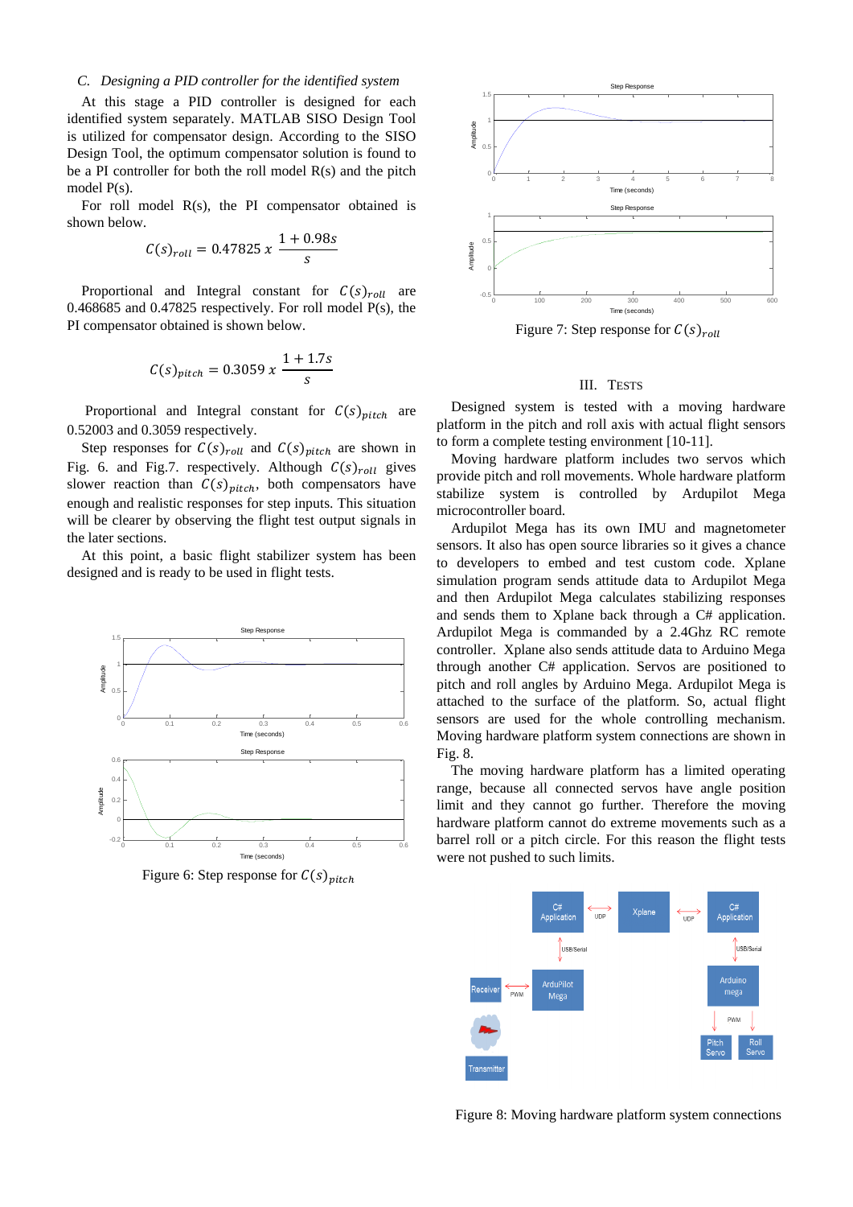### C. Designing a PID controller for the identified system

At this stage a PID controller is designed for each identified system separately. MATLAB SISO Design Tool is utilized for compensator design. According to the SISO Design Tool, the optimum compensator solution is found to be a PI controller for both the roll model R(s) and the pitch model P(s).

For roll model R(s), the PI compensator obtained is shown below.

$$C(s)_{roll} = 0.47825\ x\ \frac{1 + 0.98s}{s}$$

Proportional and Integral constant for $C(s)_{roll}$ are 0.468685 and 0.47825 respectively. For roll model P(s), the PI compensator obtained is shown below.

$$C(s)_{pitch} = 0.3059\ x\ \frac{1 + 1.7s}{s}$$

Proportional and Integral constant for $C(s)_{pitch}$ are 0.52003 and 0.3059 respectively.

Step responses for $C(s)_{roll}$ and $C(s)_{pitch}$ are shown in Fig. 6. and Fig.7. respectively. Although $C(s)_{roll}$ gives slower reaction than $C(s)_{pitch}$, both compensators have enough and realistic responses for step inputs. This situation will be clearer by observing the flight test output signals in the later sections.

At this point, a basic flight stabilizer system has been designed and is ready to be used in flight tests.

Figure 6: Step response for $C(s)_{pitch}$

Figure 7: Step response for $C(s)_{roll}$

## III. Tests

Designed system is tested with a moving hardware platform in the pitch and roll axis with actual flight sensors to form a complete testing environment [10-11].

Moving hardware platform includes two servos which provide pitch and roll movements. Whole hardware platform stabilize system is controlled by Ardupilot Mega microcontroller board.

Ardupilot Mega has its own IMU and magnetometer sensors. It also has open source libraries so it gives a chance to developers to embed and test custom code. Xplane simulation program sends attitude data to Ardupilot Mega and then Ardupilot Mega calculates stabilizing responses and sends them to Xplane back through a C# application. Ardupilot Mega is commanded by a 2.4Ghz RC remote controller. Xplane also sends attitude data to Arduino Mega through another C# application. Servos are positioned to pitch and roll angles by Arduino Mega. Ardupilot Mega is attached to the surface of the platform. So, actual flight sensors are used for the whole controlling mechanism. Moving hardware platform system connections are shown in Fig. 8.

The moving hardware platform has a limited operating range, because all connected servos have angle position limit and they cannot go further. Therefore the moving hardware platform cannot do extreme movements such as a barrel roll or a pitch circle. For this reason the flight tests were not pushed to such limits.

Figure 8: Moving hardware platform system connections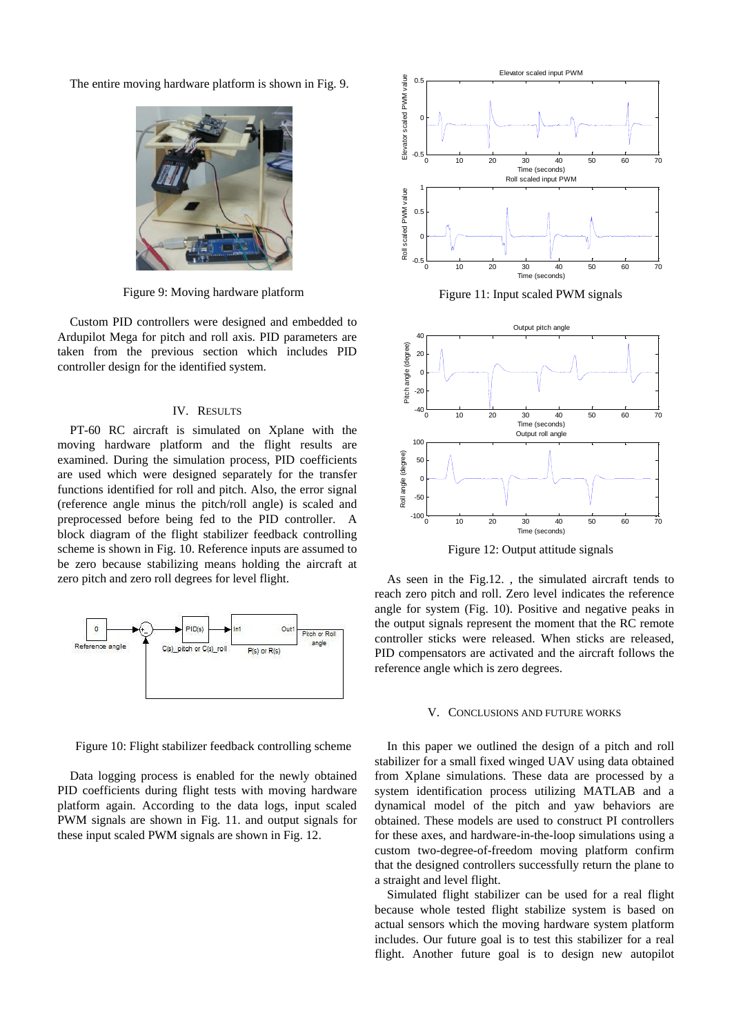The entire moving hardware platform is shown in Fig. 9.

Figure 9: Moving hardware platform

Custom PID controllers were designed and embedded to Ardupilot Mega for pitch and roll axis. PID parameters are taken from the previous section which includes PID controller design for the identified system.

## IV. Results

PT-60 RC aircraft is simulated on Xplane with the moving hardware platform and the flight results are examined. During the simulation process, PID coefficients are used which were designed separately for the transfer functions identified for roll and pitch. Also, the error signal (reference angle minus the pitch/roll angle) is scaled and preprocessed before being fed to the PID controller. A block diagram of the flight stabilizer feedback controlling scheme is shown in Fig. 10. Reference inputs are assumed to be zero because stabilizing means holding the aircraft at zero pitch and zero roll degrees for level flight.

Figure 10: Flight stabilizer feedback controlling scheme

Data logging process is enabled for the newly obtained PID coefficients during flight tests with moving hardware platform again. According to the data logs, input scaled PWM signals are shown in Fig. 11. and output signals for these input scaled PWM signals are shown in Fig. 12.

Figure 11: Input scaled PWM signals

Figure 12: Output attitude signals

As seen in the Fig.12. , the simulated aircraft tends to reach zero pitch and roll. Zero level indicates the reference angle for system (Fig. 10). Positive and negative peaks in the output signals represent the moment that the RC remote controller sticks were released. When sticks are released, PID compensators are activated and the aircraft follows the reference angle which is zero degrees.

## V. Conclusions and Future Works

In this paper we outlined the design of a pitch and roll stabilizer for a small fixed winged UAV using data obtained from Xplane simulations. These data are processed by a system identification process utilizing MATLAB and a dynamical model of the pitch and yaw behaviors are obtained. These models are used to construct PI controllers for these axes, and hardware-in-the-loop simulations using a custom two-degree-of-freedom moving platform confirm that the designed controllers successfully return the plane to a straight and level flight.

Simulated flight stabilizer can be used for a real flight because whole tested flight stabilize system is based on actual sensors which the moving hardware system platform includes. Our future goal is to test this stabilizer for a real flight. Another future goal is to design new autopilot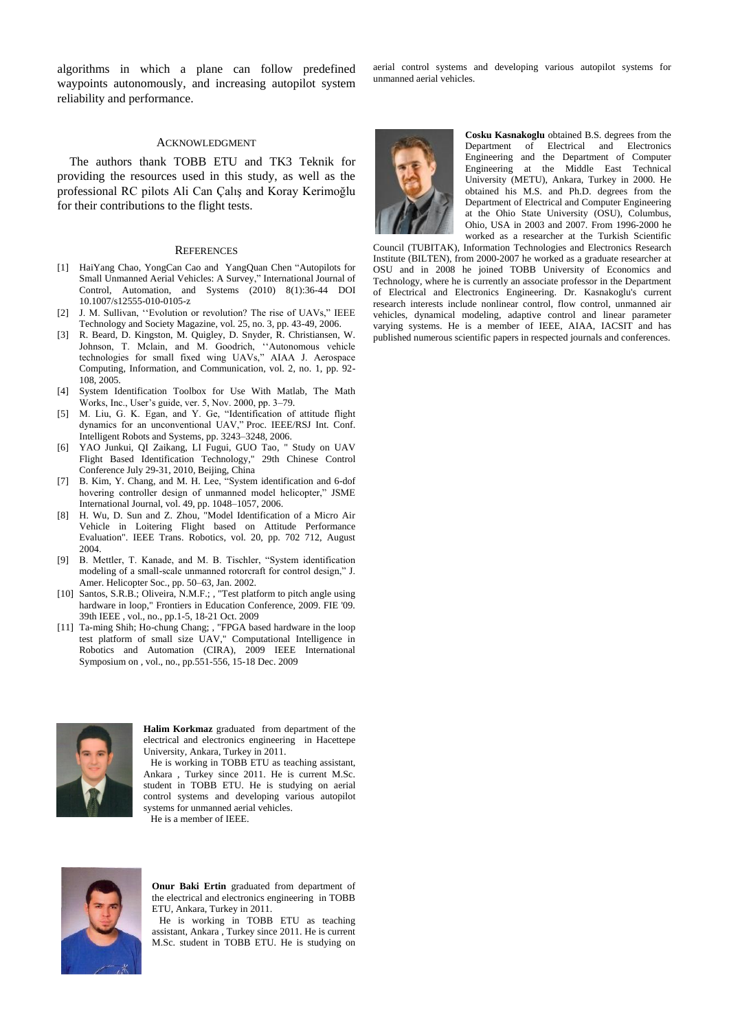algorithms in which a plane can follow predefined waypoints autonomously, and increasing autopilot system reliability and performance.

## Acknowledgment

The authors thank TOBB ETU and TK3 Teknik for providing the resources used in this study, as well as the professional RC pilots Ali Can Çalış and Koray Kerimoğlu for their contributions to the flight tests.

## References

[1] HaiYang Chao, YongCan Cao and YangQuan Chen "Autopilots for Small Unmanned Aerial Vehicles: A Survey," International Journal of Control, Automation, and Systems (2010) 8(1):36-44 DOI 10.1007/s12555-010-0105-z

[2] J. M. Sullivan, ''Evolution or revolution? The rise of UAVs," IEEE Technology and Society Magazine, vol. 25, no. 3, pp. 43-49, 2006.

[3] R. Beard, D. Kingston, M. Quigley, D. Snyder, R. Christiansen, W. Johnson, T. Mclain, and M. Goodrich, ''Autonomous vehicle technologies for small fixed wing UAVs," AIAA J. Aerospace Computing, Information, and Communication, vol. 2, no. 1, pp. 92-108, 2005.

[4] System Identification Toolbox for Use With Matlab, The Math Works, Inc., User's guide, ver. 5, Nov. 2000, pp. 3–79.

[5] M. Liu, G. K. Egan, and Y. Ge, "Identification of attitude flight dynamics for an unconventional UAV," Proc. IEEE/RSJ Int. Conf. Intelligent Robots and Systems, pp. 3243–3248, 2006.

[6] YAO Junkui, QI Zaikang, LI Fugui, GUO Tao, " Study on UAV Flight Based Identification Technology," 29th Chinese Control Conference July 29-31, 2010, Beijing, China

[7] B. Kim, Y. Chang, and M. H. Lee, "System identification and 6-dof hovering controller design of unmanned model helicopter," JSME International Journal, vol. 49, pp. 1048–1057, 2006.

[8] H. Wu, D. Sun and Z. Zhou, "Model Identification of a Micro Air Vehicle in Loitering Flight based on Attitude Performance Evaluation". IEEE Trans. Robotics, vol. 20, pp. 702 712, August 2004.

[9] B. Mettler, T. Kanade, and M. B. Tischler, "System identification modeling of a small-scale unmanned rotorcraft for control design," J. Amer. Helicopter Soc., pp. 50–63, Jan. 2002.

[10] Santos, S.R.B.; Oliveira, N.M.F.; , "Test platform to pitch angle using hardware in loop," Frontiers in Education Conference, 2009. FIE '09. 39th IEEE , vol., no., pp.1-5, 18-21 Oct. 2009

[11] Ta-ming Shih; Ho-chung Chang; , "FPGA based hardware in the loop test platform of small size UAV," Computational Intelligence in Robotics and Automation (CIRA), 2009 IEEE International Symposium on , vol., no., pp.551-556, 15-18 Dec. 2009

**Halim Korkmaz** graduated from department of the electrical and electronics engineering in Hacettepe University, Ankara, Turkey in 2011.

He is working in TOBB ETU as teaching assistant, Ankara , Turkey since 2011. He is current M.Sc. student in TOBB ETU. He is studying on aerial control systems and developing various autopilot systems for unmanned aerial vehicles.

He is a member of IEEE.

**Onur Baki Ertin** graduated from department of the electrical and electronics engineering in TOBB ETU, Ankara, Turkey in 2011.

He is working in TOBB ETU as teaching assistant, Ankara , Turkey since 2011. He is current M.Sc. student in TOBB ETU. He is studying on aerial control systems and developing various autopilot systems for unmanned aerial vehicles.

**Cosku Kasnakoglu** obtained B.S. degrees from the Department of Electrical and Electronics Engineering and the Department of Computer Engineering at the Middle East Technical University (METU), Ankara, Turkey in 2000. He obtained his M.S. and Ph.D. degrees from the Department of Electrical and Computer Engineering at the Ohio State University (OSU), Columbus, Ohio, USA in 2003 and 2007. From 1996-2000 he worked as a researcher at the Turkish Scientific Council (TUBITAK), Information Technologies and Electronics Research Institute (BILTEN), from 2000-2007 he worked as a graduate researcher at OSU and in 2008 he joined TOBB University of Economics and Technology, where he is currently an associate professor in the Department of Electrical and Electronics Engineering. Dr. Kasnakoglu's current research interests include nonlinear control, flow control, unmanned air vehicles, dynamical modeling, adaptive control and linear parameter varying systems. He is a member of IEEE, AIAA, IACSIT and has published numerous scientific papers in respected journals and conferences.